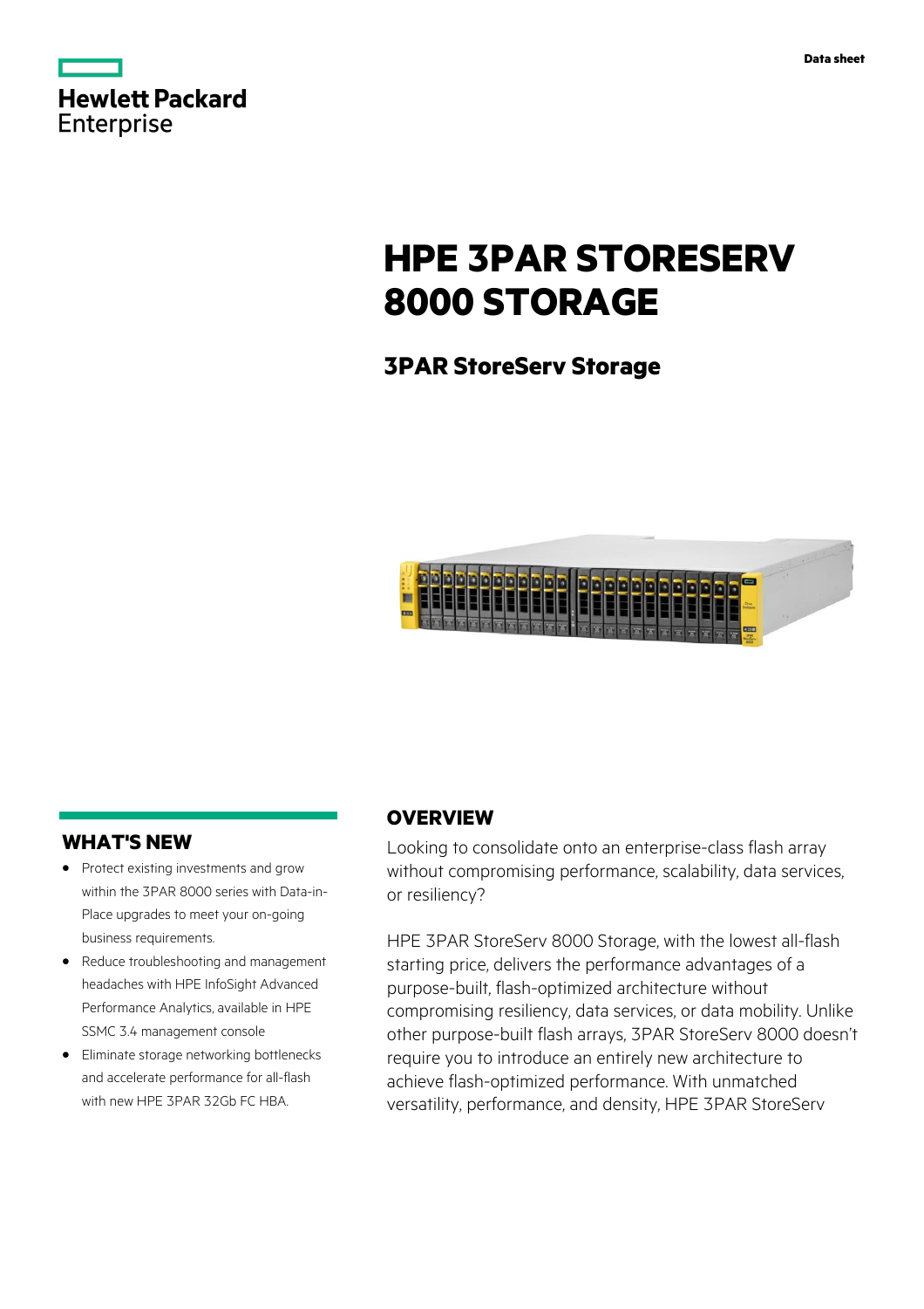Data sheet

Hewlett Packard Enterprise

# HPE 3PAR STORESERV 8000 STORAGE

## 3PAR StoreServ Storage

## WHAT'S NEW

- Protect existing investments and grow within the 3PAR 8000 series with Data-in-Place upgrades to meet your on-going business requirements.
- Reduce troubleshooting and management headaches with HPE InfoSight Advanced Performance Analytics, available in HPE SSMC 3.4 management console
- Eliminate storage networking bottlenecks and accelerate performance for all-flash with new HPE 3PAR 32Gb FC HBA.

## OVERVIEW

Looking to consolidate onto an enterprise-class flash array without compromising performance, scalability, data services, or resiliency?

HPE 3PAR StoreServ 8000 Storage, with the lowest all-flash starting price, delivers the performance advantages of a purpose-built, flash-optimized architecture without compromising resiliency, data services, or data mobility. Unlike other purpose-built flash arrays, 3PAR StoreServ 8000 doesn't require you to introduce an entirely new architecture to achieve flash-optimized performance. With unmatched versatility, performance, and density, HPE 3PAR StoreServ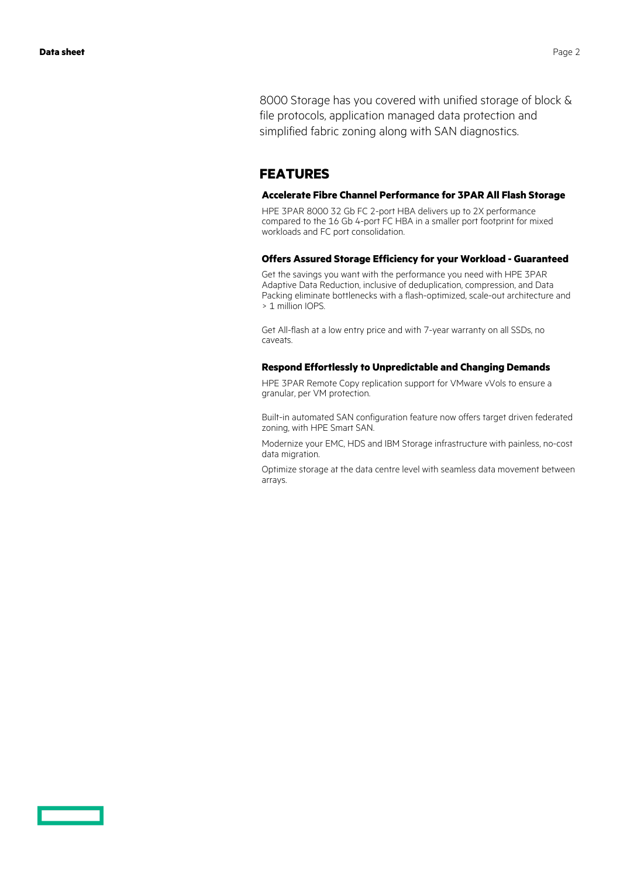8000 Storage has you covered with unified storage of block & file protocols, application managed data protection and simplified fabric zoning along with SAN diagnostics.

## FEATURES

### Accelerate Fibre Channel Performance for 3PAR All Flash Storage

HPE 3PAR 8000 32 Gb FC 2-port HBA delivers up to 2X performance compared to the 16 Gb 4-port FC HBA in a smaller port footprint for mixed workloads and FC port consolidation.

### Offers Assured Storage Efficiency for your Workload - Guaranteed

Get the savings you want with the performance you need with HPE 3PAR Adaptive Data Reduction, inclusive of deduplication, compression, and Data Packing eliminate bottlenecks with a flash-optimized, scale-out architecture and > 1 million IOPS.

Get All-flash at a low entry price and with 7-year warranty on all SSDs, no caveats.

### Respond Effortlessly to Unpredictable and Changing Demands

HPE 3PAR Remote Copy replication support for VMware vVols to ensure a granular, per VM protection.

Built-in automated SAN configuration feature now offers target driven federated zoning, with HPE Smart SAN.

Modernize your EMC, HDS and IBM Storage infrastructure with painless, no-cost data migration.

Optimize storage at the data centre level with seamless data movement between arrays.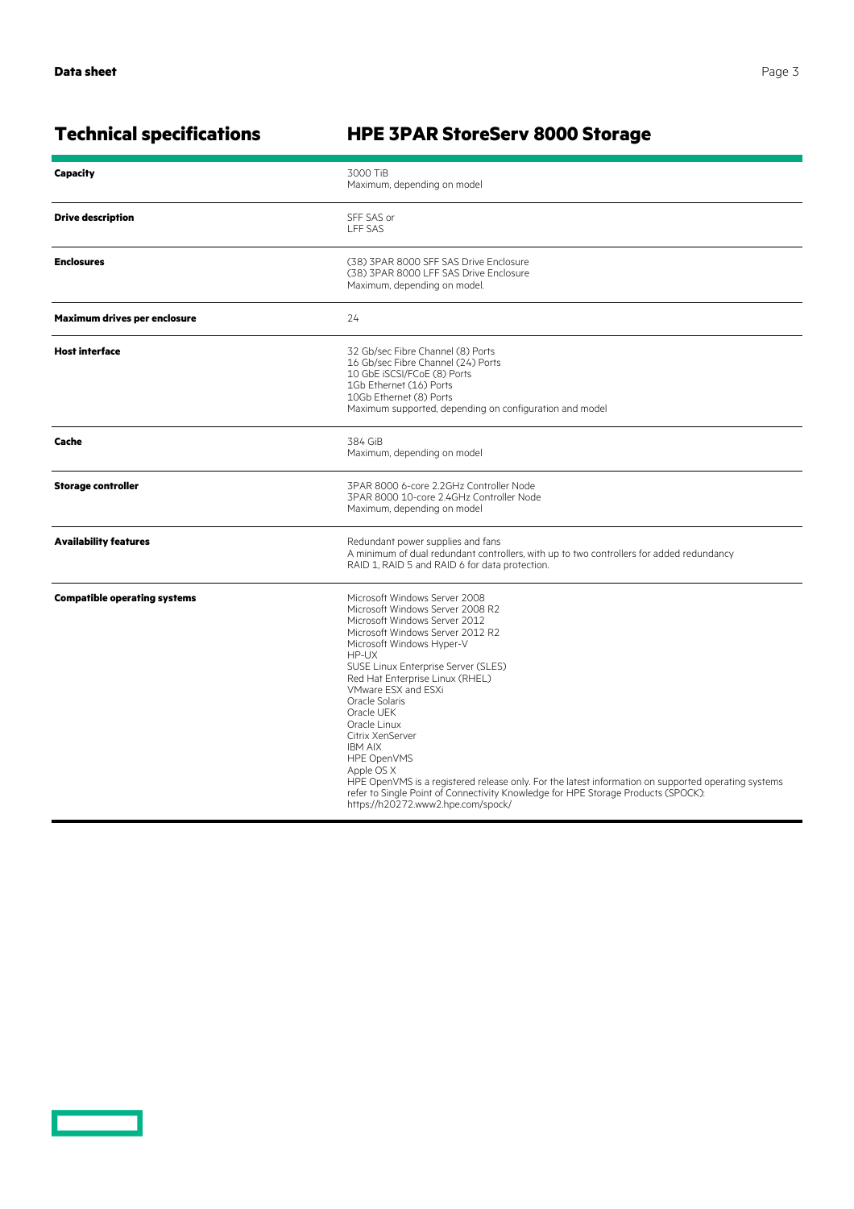## Technical specifications

## HPE 3PAR StoreServ 8000 Storage

| | |
|---|---|
| **Capacity** | 3000 TiB<br>Maximum, depending on model |
| **Drive description** | SFF SAS or<br>LFF SAS |
| **Enclosures** | (38) 3PAR 8000 SFF SAS Drive Enclosure<br>(38) 3PAR 8000 LFF SAS Drive Enclosure<br>Maximum, depending on model. |
| **Maximum drives per enclosure** | 24 |
| **Host interface** | 32 Gb/sec Fibre Channel (8) Ports<br>16 Gb/sec Fibre Channel (24) Ports<br>10 GbE iSCSI/FCoE (8) Ports<br>1Gb Ethernet (16) Ports<br>10Gb Ethernet (8) Ports<br>Maximum supported, depending on configuration and model |
| **Cache** | 384 GiB<br>Maximum, depending on model |
| **Storage controller** | 3PAR 8000 6-core 2.2GHz Controller Node<br>3PAR 8000 10-core 2.4GHz Controller Node<br>Maximum, depending on model |
| **Availability features** | Redundant power supplies and fans<br>A minimum of dual redundant controllers, with up to two controllers for added redundancy<br>RAID 1, RAID 5 and RAID 6 for data protection. |
| **Compatible operating systems** | Microsoft Windows Server 2008<br>Microsoft Windows Server 2008 R2<br>Microsoft Windows Server 2012<br>Microsoft Windows Server 2012 R2<br>Microsoft Windows Hyper-V<br>HP-UX<br>SUSE Linux Enterprise Server (SLES)<br>Red Hat Enterprise Linux (RHEL)<br>VMware ESX and ESXi<br>Oracle Solaris<br>Oracle UEK<br>Oracle Linux<br>Citrix XenServer<br>IBM AIX<br>HPE OpenVMS<br>Apple OS X<br>HPE OpenVMS is a registered release only. For the latest information on supported operating systems refer to Single Point of Connectivity Knowledge for HPE Storage Products (SPOCK): https://h20272.www2.hpe.com/spock/ |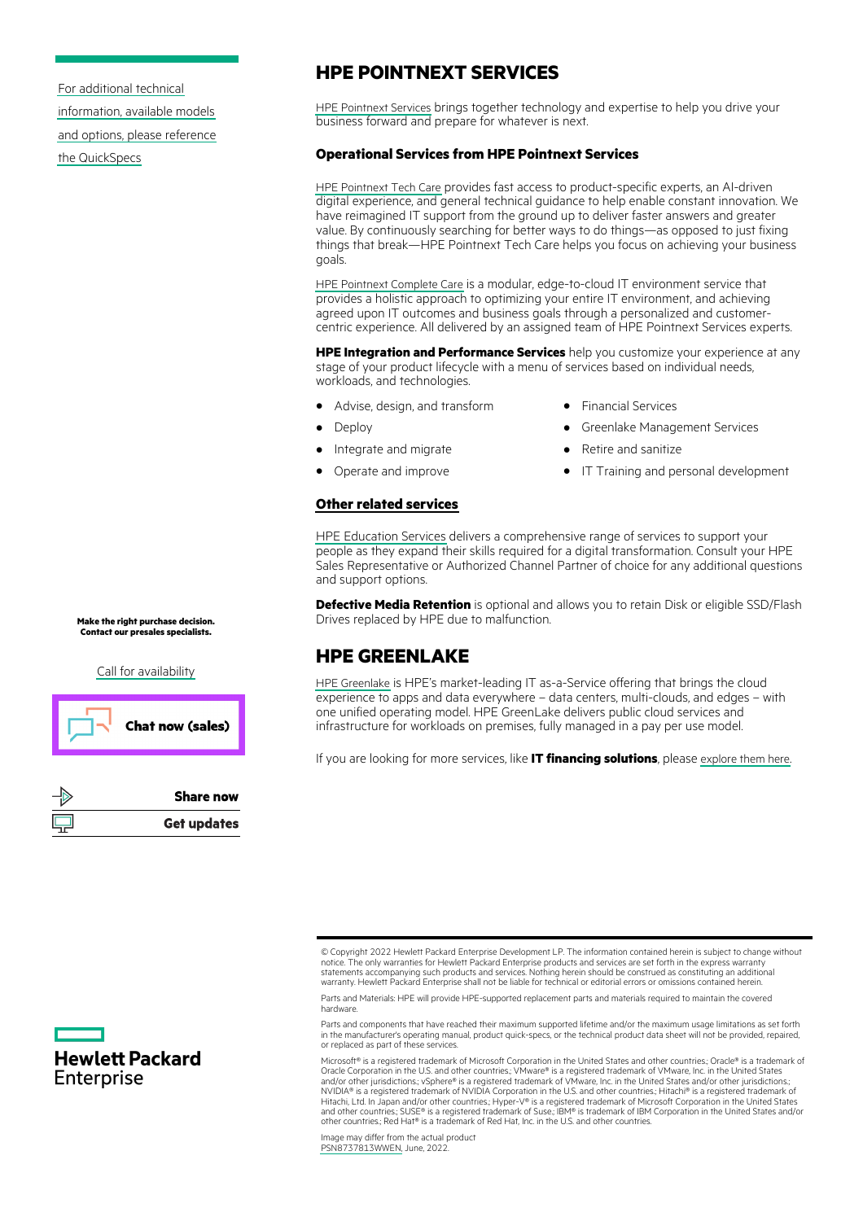For additional technical information, available models and options, please reference the QuickSpecs

## HPE POINTNEXT SERVICES

HPE Pointnext Services brings together technology and expertise to help you drive your business forward and prepare for whatever is next.

### Operational Services from HPE Pointnext Services

HPE Pointnext Tech Care provides fast access to product-specific experts, an AI-driven digital experience, and general technical guidance to help enable constant innovation. We have reimagined IT support from the ground up to deliver faster answers and greater value. By continuously searching for better ways to do things—as opposed to just fixing things that break—HPE Pointnext Tech Care helps you focus on achieving your business goals.

HPE Pointnext Complete Care is a modular, edge-to-cloud IT environment service that provides a holistic approach to optimizing your entire IT environment, and achieving agreed upon IT outcomes and business goals through a personalized and customer-centric experience. All delivered by an assigned team of HPE Pointnext Services experts.

**HPE Integration and Performance Services** help you customize your experience at any stage of your product lifecycle with a menu of services based on individual needs, workloads, and technologies.

- Advise, design, and transform
- Deploy
- Integrate and migrate
- Operate and improve
- Financial Services
- Greenlake Management Services
- Retire and sanitize
- IT Training and personal development

### Other related services

HPE Education Services delivers a comprehensive range of services to support your people as they expand their skills required for a digital transformation. Consult your HPE Sales Representative or Authorized Channel Partner of choice for any additional questions and support options.

**Defective Media Retention** is optional and allows you to retain Disk or eligible SSD/Flash Drives replaced by HPE due to malfunction.

## HPE GREENLAKE

HPE Greenlake is HPE's market-leading IT as-a-Service offering that brings the cloud experience to apps and data everywhere – data centers, multi-clouds, and edges – with one unified operating model. HPE GreenLake delivers public cloud services and infrastructure for workloads on premises, fully managed in a pay per use model.

If you are looking for more services, like **IT financing solutions**, please explore them here.

**Make the right purchase decision. Contact our presales specialists.**

Call for availability

**Chat now (sales)**

**Share now**

**Get updates**

© Copyright 2022 Hewlett Packard Enterprise Development LP. The information contained herein is subject to change without notice. The only warranties for Hewlett Packard Enterprise products and services are set forth in the express warranty statements accompanying such products and services. Nothing herein should be construed as constituting an additional warranty. Hewlett Packard Enterprise shall not be liable for technical or editorial errors or omissions contained herein.

Parts and Materials: HPE will provide HPE-supported replacement parts and materials required to maintain the covered hardware.

Parts and components that have reached their maximum supported lifetime and/or the maximum usage limitations as set forth in the manufacturer's operating manual, product quick-specs, or the technical product data sheet will not be provided, repaired, or replaced as part of these services.

Microsoft® is a registered trademark of Microsoft Corporation in the United States and other countries.; Oracle® is a trademark of Oracle Corporation in the U.S. and other countries.; VMware® is a registered trademark of VMware, Inc. in the United States and/or other jurisdictions.; vSphere® is a registered trademark of VMware, Inc. in the United States and/or other jurisdictions.; NVIDIA® is a registered trademark of NVIDIA Corporation in the U.S. and other countries.; Hitachi® is a registered trademark of Hitachi, Ltd. In Japan and/or other countries.; Hyper-V® is a registered trademark of Microsoft Corporation in the United States and other countries.; SUSE® is a registered trademark of Suse.; IBM® is trademark of IBM Corporation in the United States and/or other countries.; Red Hat® is a trademark of Red Hat, Inc. in the U.S. and other countries.

Image may differ from the actual product

PSN8737813WWEN, June, 2022.

**Hewlett Packard Enterprise**